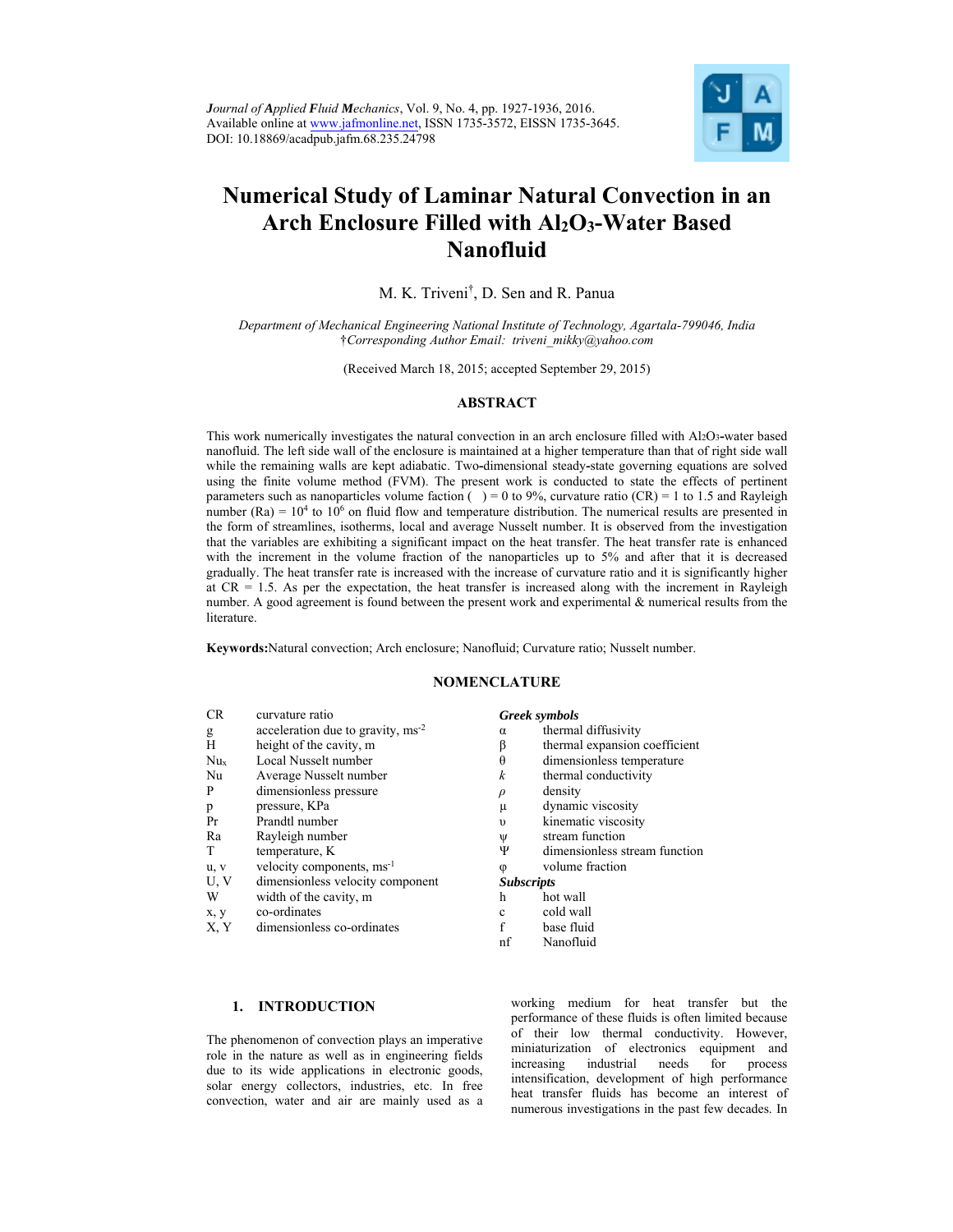# Numerical Study of Laminar Natural Convection in an Arch Enclosure Filled with $Al_2O_3$-Water Based Nanofluid

M. K. Triveni[†], D. Sen and R. Panua

*Department of Mechanical Engineering National Institute of Technology, Agartala-799046, India*
*†Corresponding Author Email: triveni_mikky@yahoo.com*

(Received March 18, 2015; accepted September 29, 2015)

## ABSTRACT

This work numerically investigates the natural convection in an arch enclosure filled with $Al_2O_3$-water based nanofluid. The left side wall of the enclosure is maintained at a higher temperature than that of right side wall while the remaining walls are kept adiabatic. Two-dimensional steady-state governing equations are solved using the finite volume method (FVM). The present work is conducted to state the effects of pertinent parameters such as nanoparticles volume faction ( ) = 0 to 9%, curvature ratio (CR) = 1 to 1.5 and Rayleigh number (Ra) = $10^4$ to $10^6$ on fluid flow and temperature distribution. The numerical results are presented in the form of streamlines, isotherms, local and average Nusselt number. It is observed from the investigation that the variables are exhibiting a significant impact on the heat transfer. The heat transfer rate is enhanced with the increment in the volume fraction of the nanoparticles up to 5% and after that it is decreased gradually. The heat transfer rate is increased with the increase of curvature ratio and it is significantly higher at CR = 1.5. As per the expectation, the heat transfer is increased along with the increment in Rayleigh number. A good agreement is found between the present work and experimental & numerical results from the literature.

**Keywords:** Natural convection; Arch enclosure; Nanofluid; Curvature ratio; Nusselt number.

## NOMENCLATURE

| | |
|---|---|
| CR | curvature ratio |
| g | acceleration due to gravity, $ms^{-2}$ |
| H | height of the cavity, m |
| $Nu_x$ | Local Nusselt number |
| Nu | Average Nusselt number |
| P | dimensionless pressure |
| p | pressure, KPa |
| Pr | Prandtl number |
| Ra | Rayleigh number |
| T | temperature, K |
| u, v | velocity components, $ms^{-1}$ |
| U, V | dimensionless velocity component |
| W | width of the cavity, m |
| x, y | co-ordinates |
| X, Y | dimensionless co-ordinates |

***Greek symbols***

| | |
|---|---|
| $\alpha$ | thermal diffusivity |
| $\beta$ | thermal expansion coefficient |
| $\theta$ | dimensionless temperature |
| $k$ | thermal conductivity |
| $\rho$ | density |
| $\mu$ | dynamic viscosity |
| $\upsilon$ | kinematic viscosity |
| $\psi$ | stream function |
| $\Psi$ | dimensionless stream function |
| $\varphi$ | volume fraction |

***Subscripts***

| | |
|---|---|
| h | hot wall |
| c | cold wall |
| f | base fluid |
| nf | Nanofluid |

## 1. INTRODUCTION

The phenomenon of convection plays an imperative role in the nature as well as in engineering fields due to its wide applications in electronic goods, solar energy collectors, industries, etc. In free convection, water and air are mainly used as a working medium for heat transfer but the performance of these fluids is often limited because of their low thermal conductivity. However, miniaturization of electronics equipment and increasing industrial needs for process intensification, development of high performance heat transfer fluids has become an interest of numerous investigations in the past few decades. In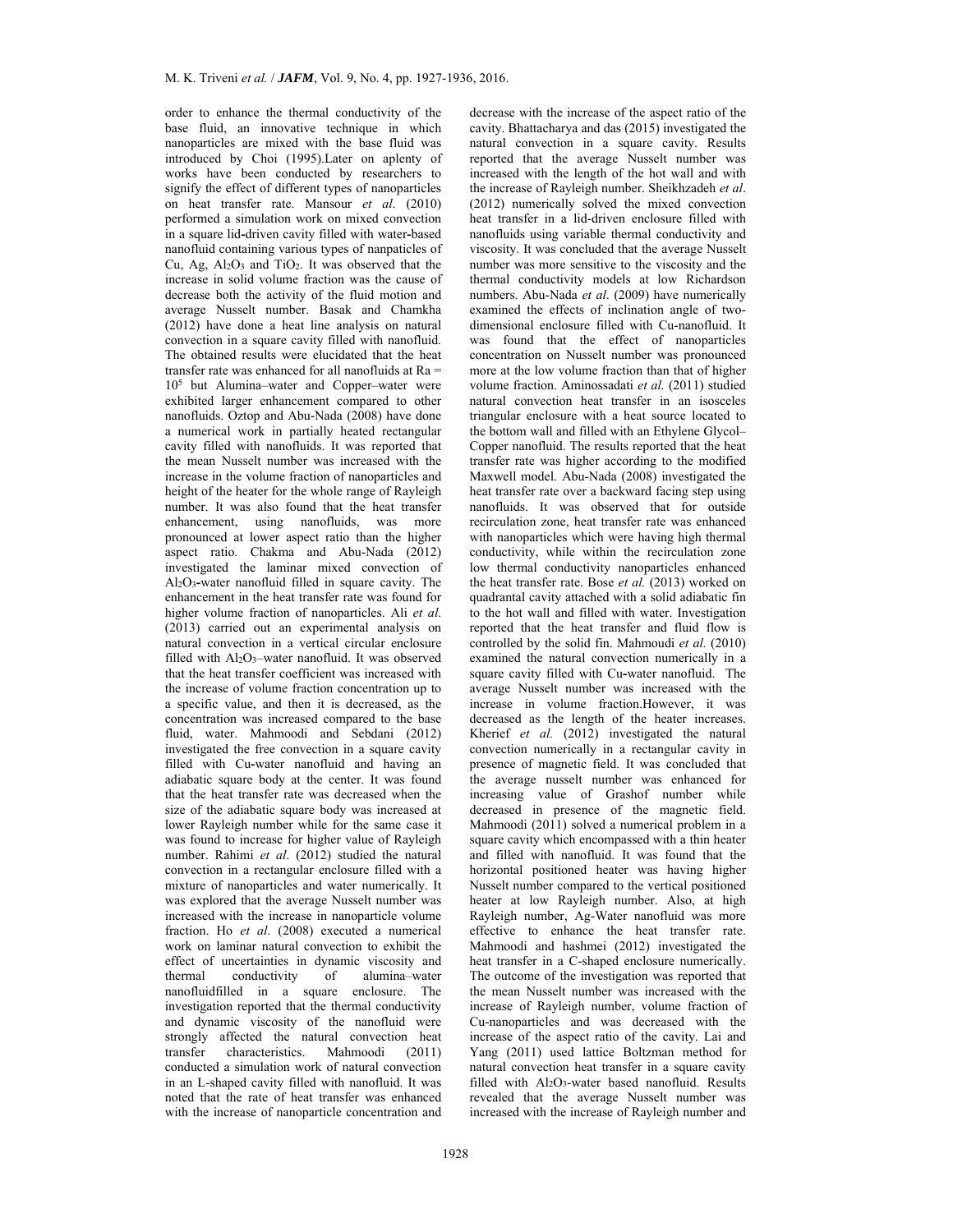order to enhance the thermal conductivity of the base fluid, an innovative technique in which nanoparticles are mixed with the base fluid was introduced by Choi (1995).Later on aplenty of works have been conducted by researchers to signify the effect of different types of nanoparticles on heat transfer rate. Mansour *et al*. (2010) performed a simulation work on mixed convection in a square lid-driven cavity filled with water-based nanofluid containing various types of nanpaticles of Cu, Ag, $Al_2O_3$ and $TiO_2$. It was observed that the increase in solid volume fraction was the cause of decrease both the activity of the fluid motion and average Nusselt number. Basak and Chamkha (2012) have done a heat line analysis on natural convection in a square cavity filled with nanofluid. The obtained results were elucidated that the heat transfer rate was enhanced for all nanofluids at Ra = $10^5$ but Alumina–water and Copper–water were exhibited larger enhancement compared to other nanofluids. Oztop and Abu-Nada (2008) have done a numerical work in partially heated rectangular cavity filled with nanofluids. It was reported that the mean Nusselt number was increased with the increase in the volume fraction of nanoparticles and height of the heater for the whole range of Rayleigh number. It was also found that the heat transfer enhancement, using nanofluids, was more pronounced at lower aspect ratio than the higher aspect ratio. Chakma and Abu-Nada (2012) investigated the laminar mixed convection of $Al_2O_3$-water nanofluid filled in square cavity. The enhancement in the heat transfer rate was found for higher volume fraction of nanoparticles. Ali *et al*. (2013) carried out an experimental analysis on natural convection in a vertical circular enclosure filled with $Al_2O_3$–water nanofluid. It was observed that the heat transfer coefficient was increased with the increase of volume fraction concentration up to a specific value, and then it is decreased, as the concentration was increased compared to the base fluid, water. Mahmoodi and Sebdani (2012) investigated the free convection in a square cavity filled with Cu-water nanofluid and having an adiabatic square body at the center. It was found that the heat transfer rate was decreased when the size of the adiabatic square body was increased at lower Rayleigh number while for the same case it was found to increase for higher value of Rayleigh number. Rahimi *et al*. (2012) studied the natural convection in a rectangular enclosure filled with a mixture of nanoparticles and water numerically. It was explored that the average Nusselt number was increased with the increase in nanoparticle volume fraction. Ho *et al*. (2008) executed a numerical work on laminar natural convection to exhibit the effect of uncertainties in dynamic viscosity and thermal conductivity of alumina–water nanofluidfilled in a square enclosure. The investigation reported that the thermal conductivity and dynamic viscosity of the nanofluid were strongly affected the natural convection heat transfer characteristics. Mahmoodi (2011) conducted a simulation work of natural convection in an L-shaped cavity filled with nanofluid. It was noted that the rate of heat transfer was enhanced with the increase of nanoparticle concentration and decrease with the increase of the aspect ratio of the cavity. Bhattacharya and das (2015) investigated the natural convection in a square cavity. Results reported that the average Nusselt number was increased with the length of the hot wall and with the increase of Rayleigh number. Sheikhzadeh *et al*. (2012) numerically solved the mixed convection heat transfer in a lid-driven enclosure filled with nanofluids using variable thermal conductivity and viscosity. It was concluded that the average Nusselt number was more sensitive to the viscosity and the thermal conductivity models at low Richardson numbers. Abu-Nada *et al*. (2009) have numerically examined the effects of inclination angle of two-dimensional enclosure filled with Cu-nanofluid. It was found that the effect of nanoparticles concentration on Nusselt number was pronounced more at the low volume fraction than that of higher volume fraction. Aminossadati *et al.* (2011) studied natural convection heat transfer in an isosceles triangular enclosure with a heat source located to the bottom wall and filled with an Ethylene Glycol–Copper nanofluid. The results reported that the heat transfer rate was higher according to the modified Maxwell model. Abu-Nada (2008) investigated the heat transfer rate over a backward facing step using nanofluids. It was observed that for outside recirculation zone, heat transfer rate was enhanced with nanoparticles which were having high thermal conductivity, while within the recirculation zone low thermal conductivity nanoparticles enhanced the heat transfer rate. Bose *et al.* (2013) worked on quadrantal cavity attached with a solid adiabatic fin to the hot wall and filled with water. Investigation reported that the heat transfer and fluid flow is controlled by the solid fin. Mahmoudi *et al.* (2010) examined the natural convection numerically in a square cavity filled with Cu-water nanofluid. The average Nusselt number was increased with the increase in volume fraction.However, it was decreased as the length of the heater increases. Kherief *et al.* (2012) investigated the natural convection numerically in a rectangular cavity in presence of magnetic field. It was concluded that the average nusselt number was enhanced for increasing value of Grashof number while decreased in presence of the magnetic field. Mahmoodi (2011) solved a numerical problem in a square cavity which encompassed with a thin heater and filled with nanofluid. It was found that the horizontal positioned heater was having higher Nusselt number compared to the vertical positioned heater at low Rayleigh number. Also, at high Rayleigh number, Ag-Water nanofluid was more effective to enhance the heat transfer rate. Mahmoodi and hashmei (2012) investigated the heat transfer in a C-shaped enclosure numerically. The outcome of the investigation was reported that the mean Nusselt number was increased with the increase of Rayleigh number, volume fraction of Cu-nanoparticles and was decreased with the increase of the aspect ratio of the cavity. Lai and Yang (2011) used lattice Boltzman method for natural convection heat transfer in a square cavity filled with $Al_2O_3$-water based nanofluid. Results revealed that the average Nusselt number was increased with the increase of Rayleigh number and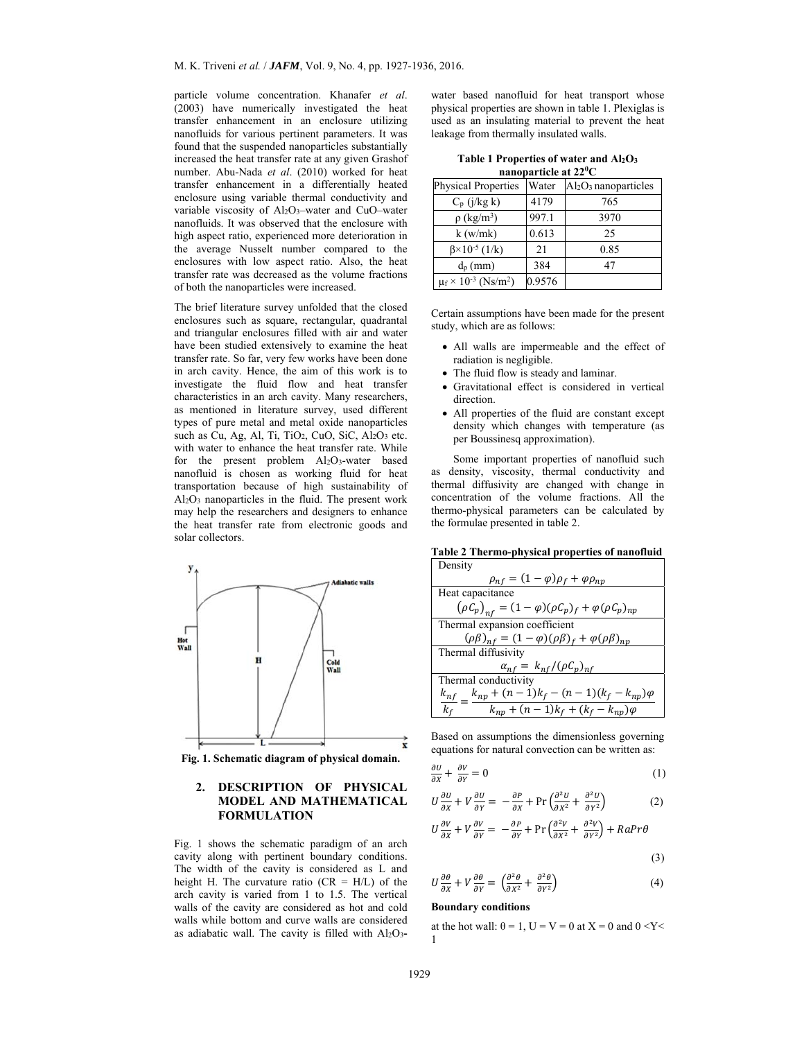particle volume concentration. Khanafer *et al*. (2003) have numerically investigated the heat transfer enhancement in an enclosure utilizing nanofluids for various pertinent parameters. It was found that the suspended nanoparticles substantially increased the heat transfer rate at any given Grashof number. Abu-Nada *et al*. (2010) worked for heat transfer enhancement in a differentially heated enclosure using variable thermal conductivity and variable viscosity of $Al_2O_3$–water and CuO–water nanofluids. It was observed that the enclosure with high aspect ratio, experienced more deterioration in the average Nusselt number compared to the enclosures with low aspect ratio. Also, the heat transfer rate was decreased as the volume fractions of both the nanoparticles were increased.

The brief literature survey unfolded that the closed enclosures such as square, rectangular, quadrantal and triangular enclosures filled with air and water have been studied extensively to examine the heat transfer rate. So far, very few works have been done in arch cavity. Hence, the aim of this work is to investigate the fluid flow and heat transfer characteristics in an arch cavity. Many researchers, as mentioned in literature survey, used different types of pure metal and metal oxide nanoparticles such as Cu, Ag, Al, Ti, $TiO_2$, CuO, SiC, $Al_2O_3$ etc. with water to enhance the heat transfer rate. While for the present problem $Al_2O_3$-water based nanofluid is chosen as working fluid for heat transportation because of high sustainability of $Al_2O_3$ nanoparticles in the fluid. The present work may help the researchers and designers to enhance the heat transfer rate from electronic goods and solar collectors.

Fig. 1. Schematic diagram of physical domain.

## 2. DESCRIPTION OF PHYSICAL MODEL AND MATHEMATICAL FORMULATION

Fig. 1 shows the schematic paradigm of an arch cavity along with pertinent boundary conditions. The width of the cavity is considered as L and height H. The curvature ratio (CR = H/L) of the arch cavity is varied from 1 to 1.5. The vertical walls of the cavity are considered as hot and cold walls while bottom and curve walls are considered as adiabatic wall. The cavity is filled with $Al_2O_3$-water based nanofluid for heat transport whose physical properties are shown in table 1. Plexiglas is used as an insulating material to prevent the heat leakage from thermally insulated walls.

**Table 1 Properties of water and $Al_2O_3$ nanoparticle at $22^0$C**

| Physical Properties | Water | $Al_2O_3$ nanoparticles |
|---|---|---|
| $C_p$ (j/kg k) | 4179 | 765 |
| $\rho$ (kg/m$^3$) | 997.1 | 3970 |
| k (w/mk) | 0.613 | 25 |
| $\beta\times10^{-5}$ (1/k) | 21 | 0.85 |
| $d_p$ (mm) | 384 | 47 |
| $\mu_f \times 10^{-3}$ (Ns/m$^2$) | 0.9576 | |

Certain assumptions have been made for the present study, which are as follows:

- All walls are impermeable and the effect of radiation is negligible.
- The fluid flow is steady and laminar.
- Gravitational effect is considered in vertical direction.
- All properties of the fluid are constant except density which changes with temperature (as per Boussinesq approximation).

Some important properties of nanofluid such as density, viscosity, thermal conductivity and thermal diffusivity are changed with change in concentration of the volume fractions. All the thermo-physical parameters can be calculated by the formulae presented in table 2.

**Table 2 Thermo-physical properties of nanofluid**

| |
|---|
| Density |
| $\rho_{nf} = (1-\varphi)\rho_f + \varphi\rho_{np}$ |
| Heat capacitance |
| $(\rho C_p)_{nf} = (1-\varphi)(\rho C_p)_f + \varphi(\rho C_p)_{np}$ |
| Thermal expansion coefficient |
| $(\rho\beta)_{nf} = (1-\varphi)(\rho\beta)_f + \varphi(\rho\beta)_{np}$ |
| Thermal diffusivity |
| $\alpha_{nf} = k_{nf}/(\rho C_p)_{nf}$ |
| Thermal conductivity |
| $\dfrac{k_{nf}}{k_f} = \dfrac{k_{np} + (n-1)k_f - (n-1)(k_f - k_{np})\varphi}{k_{np} + (n-1)k_f + (k_f - k_{np})\varphi}$ |

Based on assumptions the dimensionless governing equations for natural convection can be written as:

$$\frac{\partial U}{\partial X} + \frac{\partial V}{\partial Y} = 0 \tag{1}$$

$$U\frac{\partial U}{\partial X} + V\frac{\partial U}{\partial Y} = -\frac{\partial P}{\partial X} + \Pr\left(\frac{\partial^2 U}{\partial X^2} + \frac{\partial^2 U}{\partial Y^2}\right) \tag{2}$$

$$U\frac{\partial V}{\partial X} + V\frac{\partial V}{\partial Y} = -\frac{\partial P}{\partial Y} + \Pr\left(\frac{\partial^2 V}{\partial X^2} + \frac{\partial^2 V}{\partial Y^2}\right) + RaPr\theta \tag{3}$$

$$U\frac{\partial \theta}{\partial X} + V\frac{\partial \theta}{\partial Y} = \left(\frac{\partial^2 \theta}{\partial X^2} + \frac{\partial^2 \theta}{\partial Y^2}\right) \tag{4}$$

**Boundary conditions**

at the hot wall: $\theta = 1$, $U = V = 0$ at $X = 0$ and $0 < Y < 1$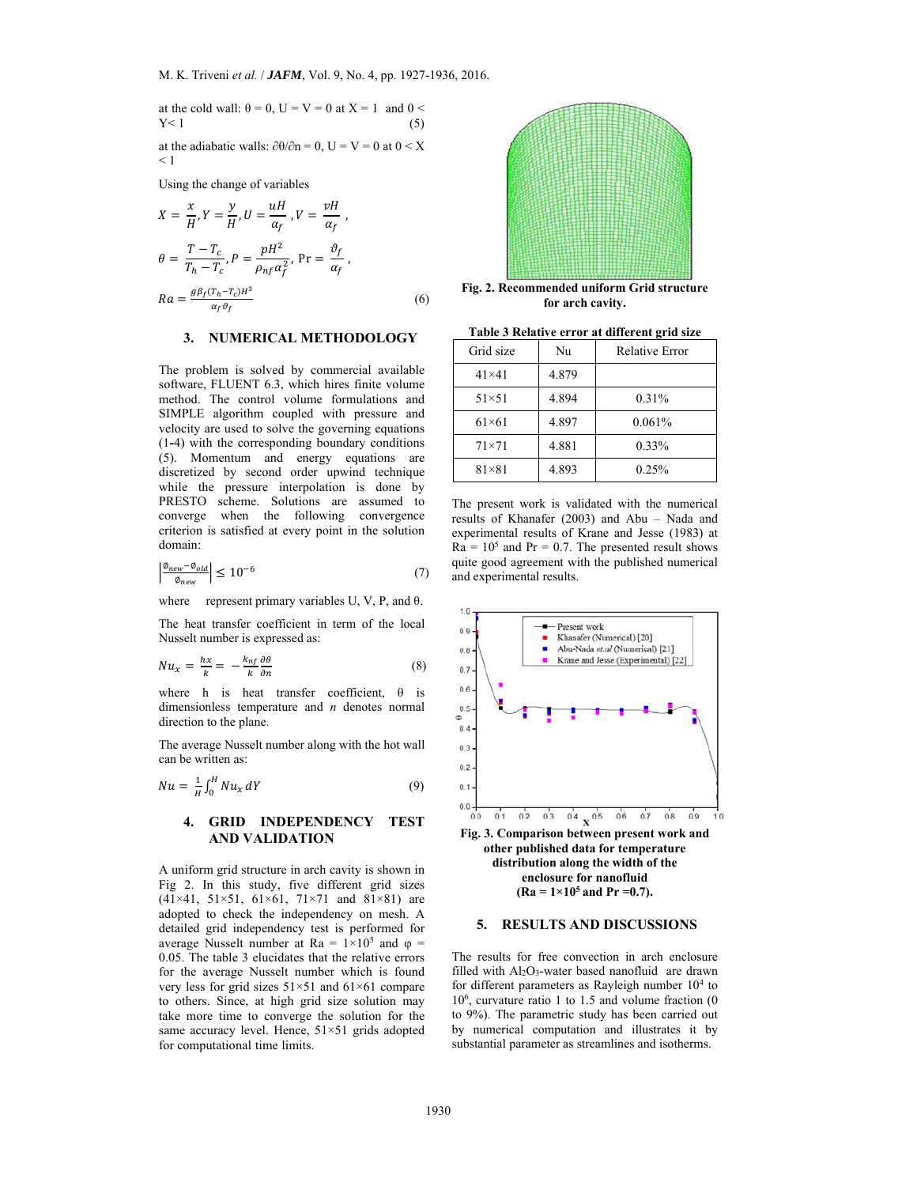at the cold wall: θ = 0, U = V = 0 at X = 1 and 0 < Y< 1 (5)

at the adiabatic walls: ∂θ/∂n = 0, U = V = 0 at 0 < X < 1

Using the change of variables

$$X = \frac{x}{H}, Y = \frac{y}{H}, U = \frac{uH}{\alpha_f}, V = \frac{vH}{\alpha_f},$$

$$\theta = \frac{T - T_c}{T_h - T_c}, P = \frac{pH^2}{\rho_{nf}\alpha_f^2}, \text{Pr} = \frac{\vartheta_f}{\alpha_f},$$

$$Ra = \frac{g\beta_f(T_h - T_c)H^3}{\alpha_f \vartheta_f} \quad (6)$$

## 3. NUMERICAL METHODOLOGY

The problem is solved by commercial available software, FLUENT 6.3, which hires finite volume method. The control volume formulations and SIMPLE algorithm coupled with pressure and velocity are used to solve the governing equations (1-4) with the corresponding boundary conditions (5). Momentum and energy equations are discretized by second order upwind technique while the pressure interpolation is done by PRESTO scheme. Solutions are assumed to converge when the following convergence criterion is satisfied at every point in the solution domain:

$$\left|\frac{\phi_{new} - \phi_{old}}{\phi_{new}}\right| \leq 10^{-6} \quad (7)$$

where represent primary variables U, V, P, and θ.

The heat transfer coefficient in term of the local Nusselt number is expressed as:

$$Nu_x = \frac{hx}{k} = -\frac{k_{nf}}{k}\frac{\partial\theta}{\partial n} \quad (8)$$

where h is heat transfer coefficient, θ is dimensionless temperature and *n* denotes normal direction to the plane.

The average Nusselt number along with the hot wall can be written as:

$$Nu = \frac{1}{H}\int_0^H Nu_x \, dY \quad (9)$$

## 4. GRID INDEPENDENCY TEST AND VALIDATION

A uniform grid structure in arch cavity is shown in Fig 2. In this study, five different grid sizes (41×41, 51×51, 61×61, 71×71 and 81×81) are adopted to check the independency on mesh. A detailed grid independency test is performed for average Nusselt number at Ra = $1\times10^5$ and φ = 0.05. The table 3 elucidates that the relative errors for the average Nusselt number which is found very less for grid sizes 51×51 and 61×61 compare to others. Since, at high grid size solution may take more time to converge the solution for the same accuracy level. Hence, 51×51 grids adopted for computational time limits.

**Fig. 2. Recommended uniform Grid structure for arch cavity.**

**Table 3 Relative error at different grid size**

| Grid size | Nu | Relative Error |
|---|---|---|
| 41×41 | 4.879 | |
| 51×51 | 4.894 | 0.31% |
| 61×61 | 4.897 | 0.061% |
| 71×71 | 4.881 | 0.33% |
| 81×81 | 4.893 | 0.25% |

The present work is validated with the numerical results of Khanafer (2003) and Abu – Nada and experimental results of Krane and Jesse (1983) at Ra = $10^5$ and Pr = 0.7. The presented result shows quite good agreement with the published numerical and experimental results.

**Fig. 3. Comparison between present work and other published data for temperature distribution along the width of the enclosure for nanofluid (Ra = $1\times10^5$ and Pr =0.7).**

## 5. RESULTS AND DISCUSSIONS

The results for free convection in arch enclosure filled with $Al_2O_3$-water based nanofluid are drawn for different parameters as Rayleigh number $10^4$ to $10^6$, curvature ratio 1 to 1.5 and volume fraction (0 to 9%). The parametric study has been carried out by numerical computation and illustrates it by substantial parameter as streamlines and isotherms.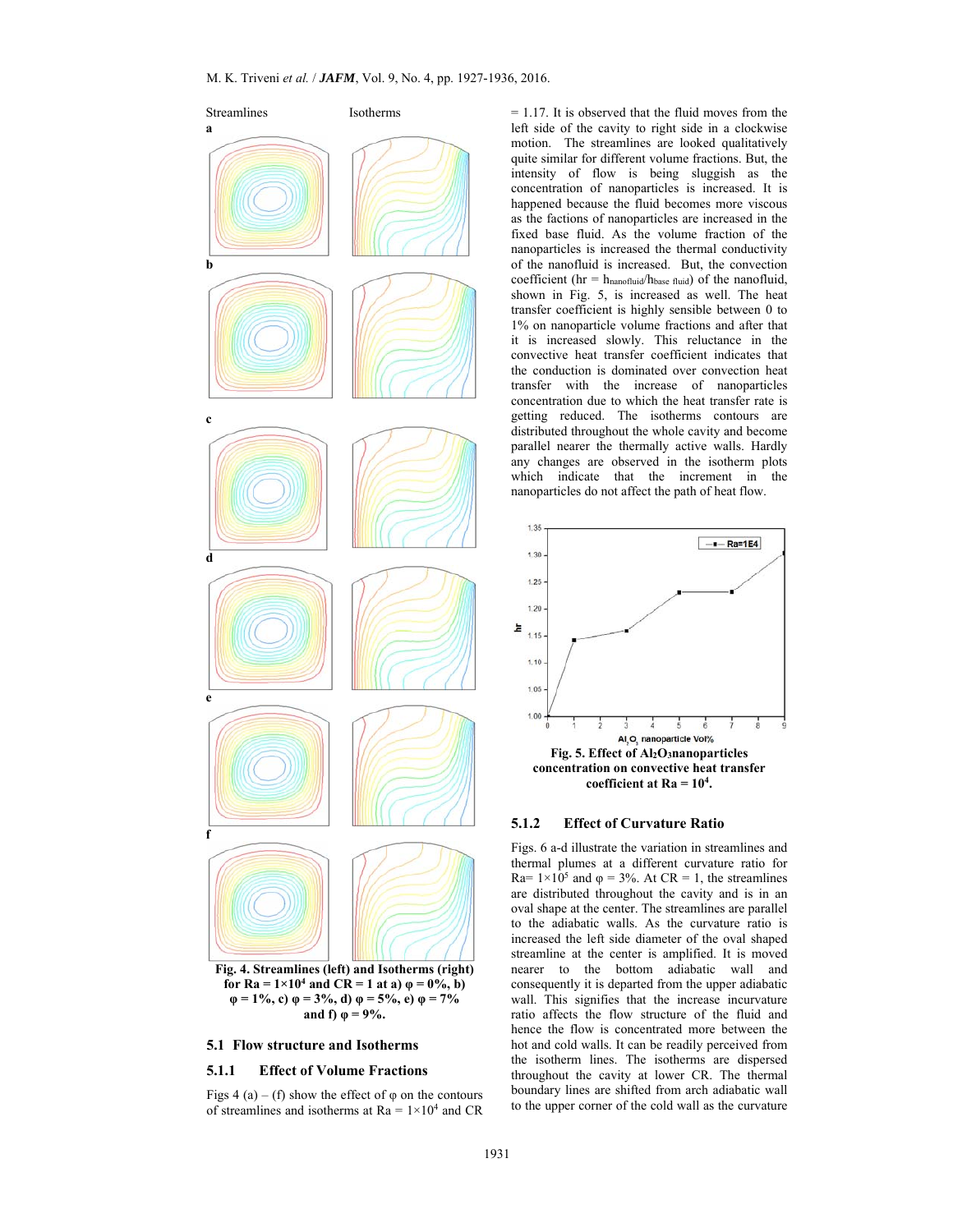Streamlines Isotherms

a

b

c

d

e

f

**Fig. 4. Streamlines (left) and Isotherms (right) for Ra = 1×10[4] and CR = 1 at a) φ = 0%, b) φ = 1%, c) φ = 3%, d) φ = 5%, e) φ = 7% and f) φ = 9%.**

## 5.1 Flow structure and Isotherms

### 5.1.1 Effect of Volume Fractions

Figs 4 (a) – (f) show the effect of φ on the contours of streamlines and isotherms at Ra = $1\times10^4$ and CR = 1.17. It is observed that the fluid moves from the left side of the cavity to right side in a clockwise motion. The streamlines are looked qualitatively quite similar for different volume fractions. But, the intensity of flow is being sluggish as the concentration of nanoparticles is increased. It is happened because the fluid becomes more viscous as the factions of nanoparticles are increased in the fixed base fluid. As the volume fraction of the nanoparticles is increased the thermal conductivity of the nanofluid is increased. But, the convection coefficient (hr = $h_{nanofluid}/h_{base\ fluid}$) of the nanofluid, shown in Fig. 5, is increased as well. The heat transfer coefficient is highly sensible between 0 to 1% on nanoparticle volume fractions and after that it is increased slowly. This reluctance in the convective heat transfer coefficient indicates that the conduction is dominated over convection heat transfer with the increase of nanoparticles concentration due to which the heat transfer rate is getting reduced. The isotherms contours are distributed throughout the whole cavity and become parallel nearer the thermally active walls. Hardly any changes are observed in the isotherm plots which indicate that the increment in the nanoparticles do not affect the path of heat flow.

**Fig. 5. Effect of $Al_2O_3$ nanoparticles concentration on convective heat transfer coefficient at Ra = 10[4].**

### 5.1.2 Effect of Curvature Ratio

Figs. 6 a-d illustrate the variation in streamlines and thermal plumes at a different curvature ratio for Ra= $1\times10^5$ and φ = 3%. At CR = 1, the streamlines are distributed throughout the cavity and is in an oval shape at the center. The streamlines are parallel to the adiabatic walls. As the curvature ratio is increased the left side diameter of the oval shaped streamline at the center is amplified. It is moved nearer to the bottom adiabatic wall and consequently it is departed from the upper adiabatic wall. This signifies that the increase incurvature ratio affects the flow structure of the fluid and hence the flow is concentrated more between the hot and cold walls. It can be readily perceived from the isotherm lines. The isotherms are dispersed throughout the cavity at lower CR. The thermal boundary lines are shifted from arch adiabatic wall to the upper corner of the cold wall as the curvature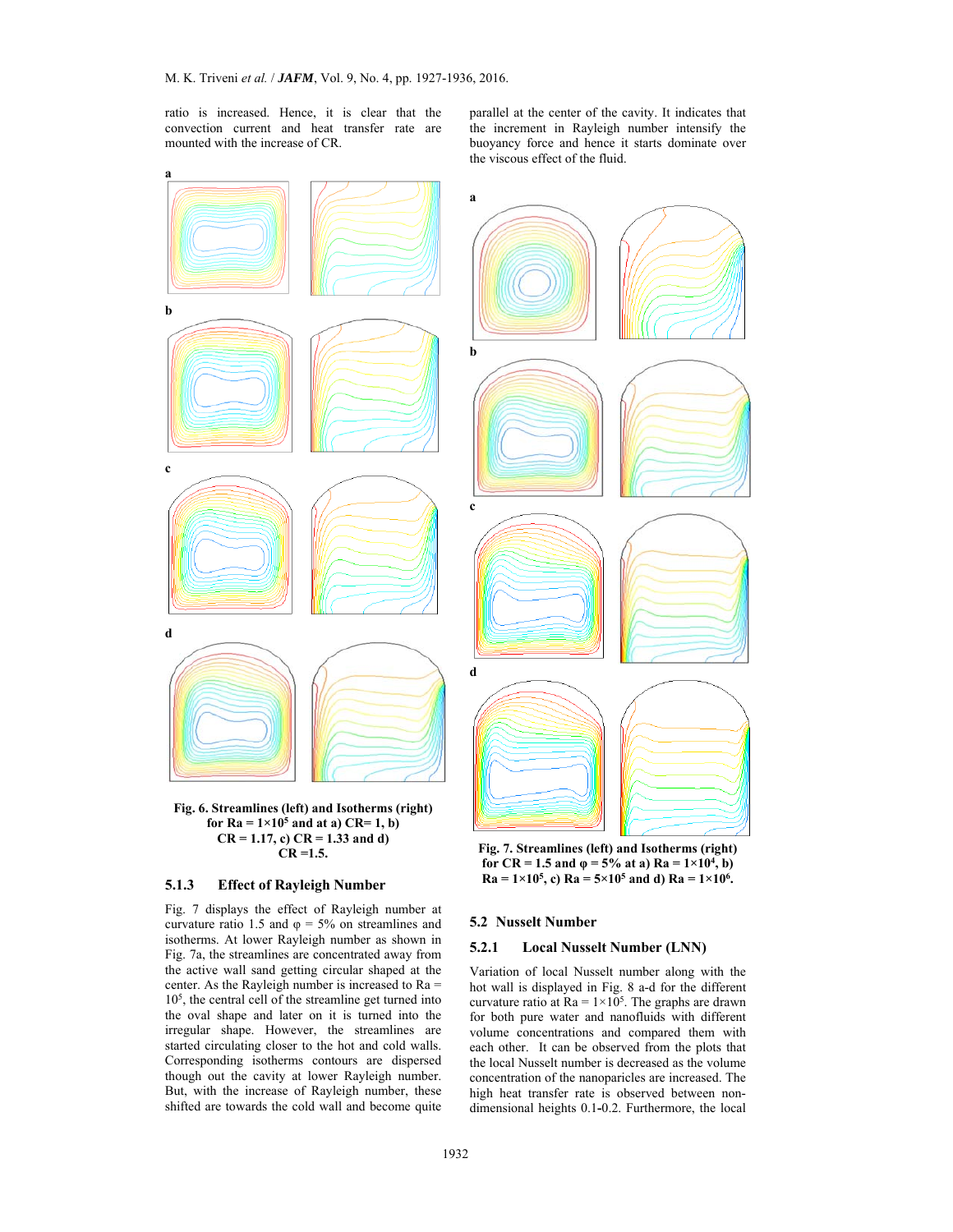ratio is increased. Hence, it is clear that the convection current and heat transfer rate are mounted with the increase of CR.

**Fig. 6. Streamlines (left) and Isotherms (right) for Ra = 1×10$^5$ and at a) CR= 1, b) CR = 1.17, c) CR = 1.33 and d) CR =1.5.**

### 5.1.3 Effect of Rayleigh Number

Fig. 7 displays the effect of Rayleigh number at curvature ratio 1.5 and φ = 5% on streamlines and isotherms. At lower Rayleigh number as shown in Fig. 7a, the streamlines are concentrated away from the active wall sand getting circular shaped at the center. As the Rayleigh number is increased to Ra = 10$^5$, the central cell of the streamline get turned into the oval shape and later on it is turned into the irregular shape. However, the streamlines are started circulating closer to the hot and cold walls. Corresponding isotherms contours are dispersed though out the cavity at lower Rayleigh number. But, with the increase of Rayleigh number, these shifted are towards the cold wall and become quite parallel at the center of the cavity. It indicates that the increment in Rayleigh number intensify the buoyancy force and hence it starts dominate over the viscous effect of the fluid.

**Fig. 7. Streamlines (left) and Isotherms (right) for CR = 1.5 and φ = 5% at a) Ra = 1×10$^4$, b) Ra = 1×10$^5$, c) Ra = 5×10$^5$ and d) Ra = 1×10$^6$.**

## 5.2 Nusselt Number

### 5.2.1 Local Nusselt Number (LNN)

Variation of local Nusselt number along with the hot wall is displayed in Fig. 8 a-d for the different curvature ratio at Ra = 1×10$^5$. The graphs are drawn for both pure water and nanofluids with different volume concentrations and compared them with each other. It can be observed from the plots that the local Nusselt number is decreased as the volume concentration of the nanoparicles are increased. The high heat transfer rate is observed between non-dimensional heights 0.1-0.2. Furthermore, the local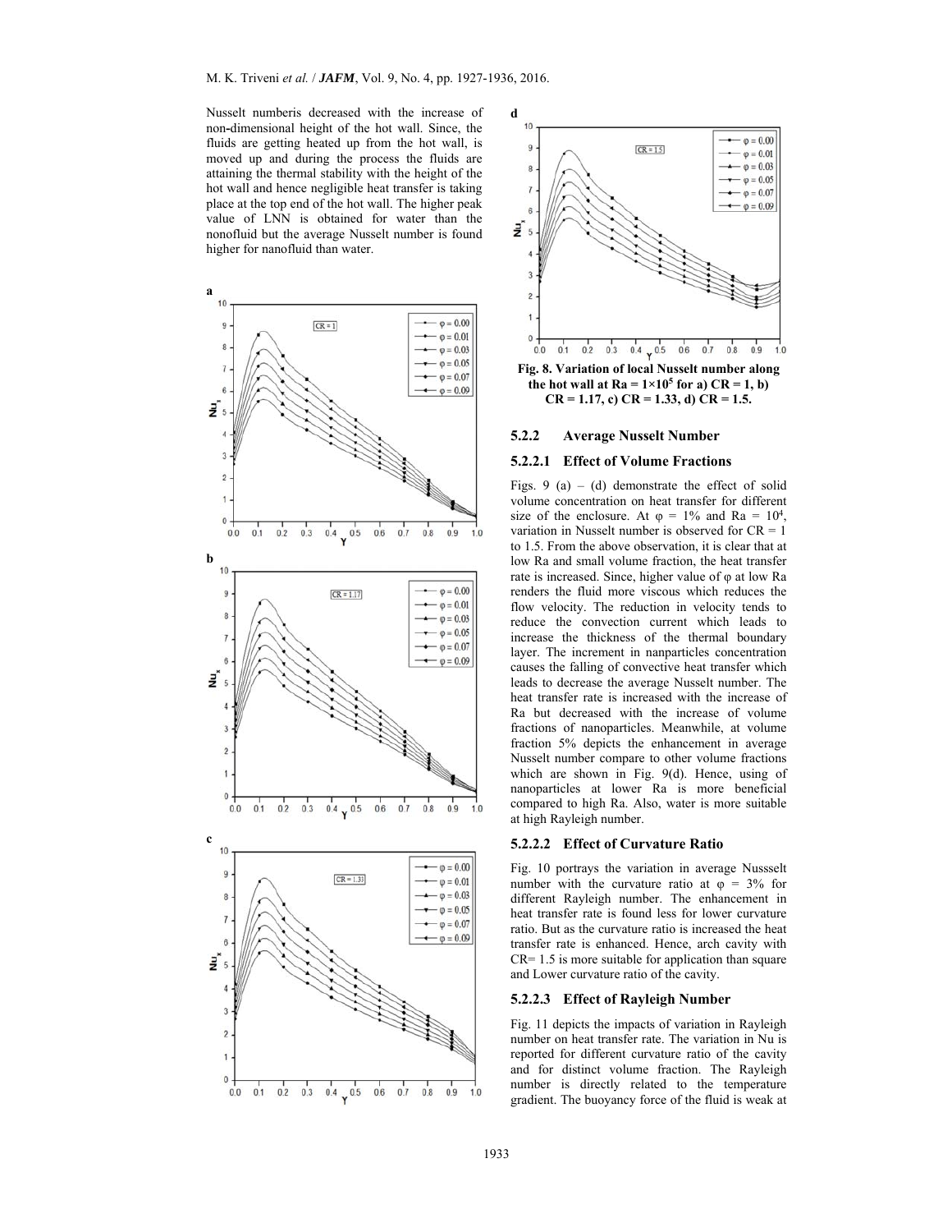Nusselt numberis decreased with the increase of non-dimensional height of the hot wall. Since, the fluids are getting heated up from the hot wall, is moved up and during the process the fluids are attaining the thermal stability with the height of the hot wall and hence negligible heat transfer is taking place at the top end of the hot wall. The higher peak value of LNN is obtained for water than the nonofluid but the average Nusselt number is found higher for nanofluid than water.

**Fig. 8. Variation of local Nusselt number along the hot wall at Ra = $1\times10^5$ for a) CR = 1, b) CR = 1.17, c) CR = 1.33, d) CR = 1.5.**

### 5.2.2 Average Nusselt Number

#### 5.2.2.1 Effect of Volume Fractions

Figs. 9 (a) – (d) demonstrate the effect of solid volume concentration on heat transfer for different size of the enclosure. At φ = 1% and Ra = $10^4$, variation in Nusselt number is observed for CR = 1 to 1.5. From the above observation, it is clear that at low Ra and small volume fraction, the heat transfer rate is increased. Since, higher value of φ at low Ra renders the fluid more viscous which reduces the flow velocity. The reduction in velocity tends to reduce the convection current which leads to increase the thickness of the thermal boundary layer. The increment in nanparticles concentration causes the falling of convective heat transfer which leads to decrease the average Nusselt number. The heat transfer rate is increased with the increase of Ra but decreased with the increase of volume fractions of nanoparticles. Meanwhile, at volume fraction 5% depicts the enhancement in average Nusselt number compare to other volume fractions which are shown in Fig. 9(d). Hence, using of nanoparticles at lower Ra is more beneficial compared to high Ra. Also, water is more suitable at high Rayleigh number.

#### 5.2.2.2 Effect of Curvature Ratio

Fig. 10 portrays the variation in average Nussselt number with the curvature ratio at φ = 3% for different Rayleigh number. The enhancement in heat transfer rate is found less for lower curvature ratio. But as the curvature ratio is increased the heat transfer rate is enhanced. Hence, arch cavity with CR= 1.5 is more suitable for application than square and Lower curvature ratio of the cavity.

#### 5.2.2.3 Effect of Rayleigh Number

Fig. 11 depicts the impacts of variation in Rayleigh number on heat transfer rate. The variation in Nu is reported for different curvature ratio of the cavity and for distinct volume fraction. The Rayleigh number is directly related to the temperature gradient. The buoyancy force of the fluid is weak at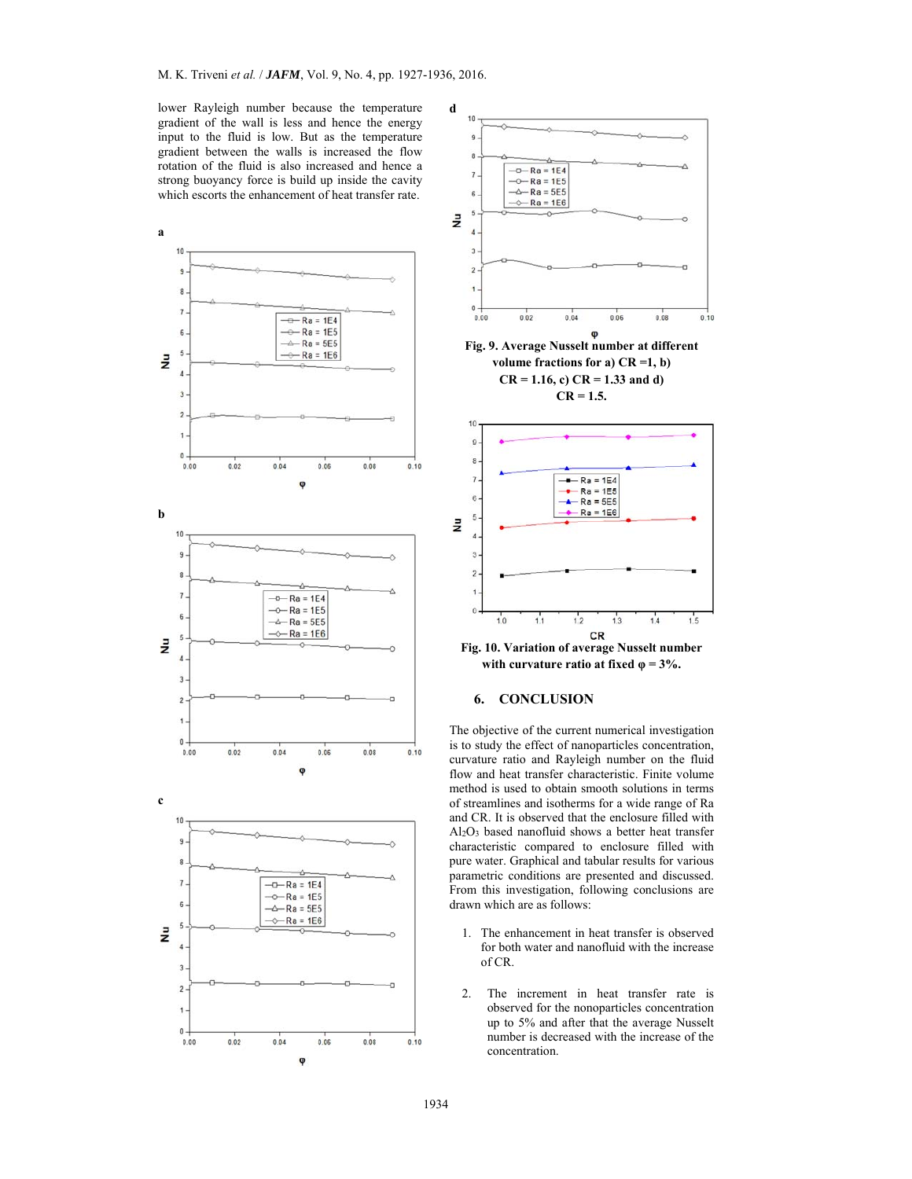lower Rayleigh number because the temperature gradient of the wall is less and hence the energy input to the fluid is low. But as the temperature gradient between the walls is increased the flow rotation of the fluid is also increased and hence a strong buoyancy force is build up inside the cavity which escorts the enhancement of heat transfer rate.

**Fig. 9. Average Nusselt number at different volume fractions for a) CR =1, b) CR = 1.16, c) CR = 1.33 and d) CR = 1.5.**

**Fig. 10. Variation of average Nusselt number with curvature ratio at fixed φ = 3%.**

## 6. CONCLUSION

The objective of the current numerical investigation is to study the effect of nanoparticles concentration, curvature ratio and Rayleigh number on the fluid flow and heat transfer characteristic. Finite volume method is used to obtain smooth solutions in terms of streamlines and isotherms for a wide range of Ra and CR. It is observed that the enclosure filled with $Al_2O_3$ based nanofluid shows a better heat transfer characteristic compared to enclosure filled with pure water. Graphical and tabular results for various parametric conditions are presented and discussed. From this investigation, following conclusions are drawn which are as follows:

1. The enhancement in heat transfer is observed for both water and nanofluid with the increase of CR.

2. The increment in heat transfer rate is observed for the nonoparticles concentration up to 5% and after that the average Nusselt number is decreased with the increase of the concentration.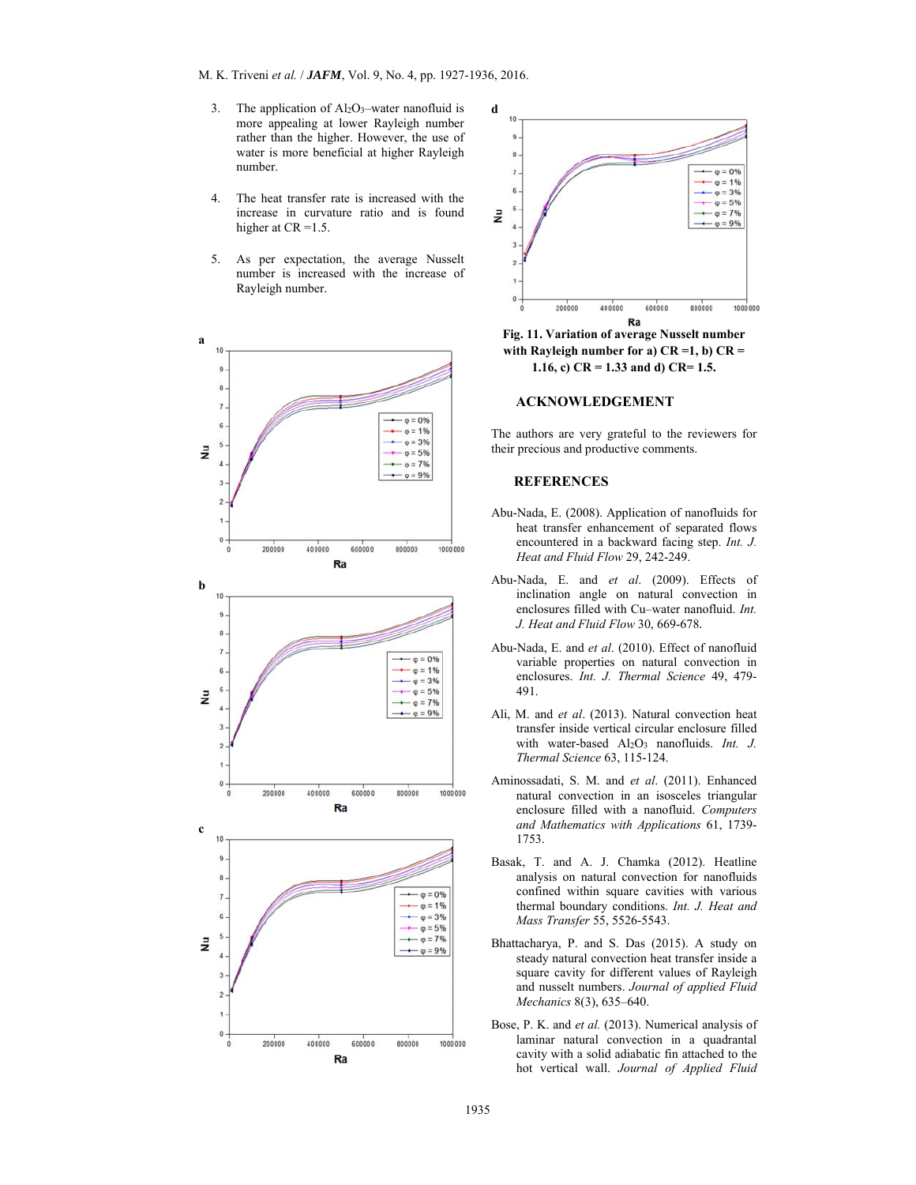3. The application of $Al_2O_3$–water nanofluid is more appealing at lower Rayleigh number rather than the higher. However, the use of water is more beneficial at higher Rayleigh number.

4. The heat transfer rate is increased with the increase in curvature ratio and is found higher at CR =1.5.

5. As per expectation, the average Nusselt number is increased with the increase of Rayleigh number.

**Fig. 11. Variation of average Nusselt number with Rayleigh number for a) CR =1, b) CR = 1.16, c) CR = 1.33 and d) CR= 1.5.**

## ACKNOWLEDGEMENT

The authors are very grateful to the reviewers for their precious and productive comments.

## REFERENCES

Abu-Nada, E. (2008). Application of nanofluids for heat transfer enhancement of separated flows encountered in a backward facing step. *Int. J. Heat and Fluid Flow* 29, 242-249.

Abu-Nada, E. and *et al.* (2009). Effects of inclination angle on natural convection in enclosures filled with Cu–water nanofluid. *Int. J. Heat and Fluid Flow* 30, 669-678.

Abu-Nada, E. and *et al*. (2010). Effect of nanofluid variable properties on natural convection in enclosures. *Int. J. Thermal Science* 49, 479-491.

Ali, M. and *et al*. (2013). Natural convection heat transfer inside vertical circular enclosure filled with water-based $Al_2O_3$ nanofluids. *Int. J. Thermal Science* 63, 115-124.

Aminossadati, S. M. and *et al.* (2011). Enhanced natural convection in an isosceles triangular enclosure filled with a nanofluid. *Computers and Mathematics with Applications* 61, 1739-1753.

Basak, T. and A. J. Chamka (2012). Heatline analysis on natural convection for nanofluids confined within square cavities with various thermal boundary conditions. *Int. J. Heat and Mass Transfer* 55, 5526-5543.

Bhattacharya, P. and S. Das (2015). A study on steady natural convection heat transfer inside a square cavity for different values of Rayleigh and nusselt numbers. *Journal of applied Fluid Mechanics* 8(3), 635–640.

Bose, P. K. and *et al.* (2013). Numerical analysis of laminar natural convection in a quadrantal cavity with a solid adiabatic fin attached to the hot vertical wall. *Journal of Applied Fluid*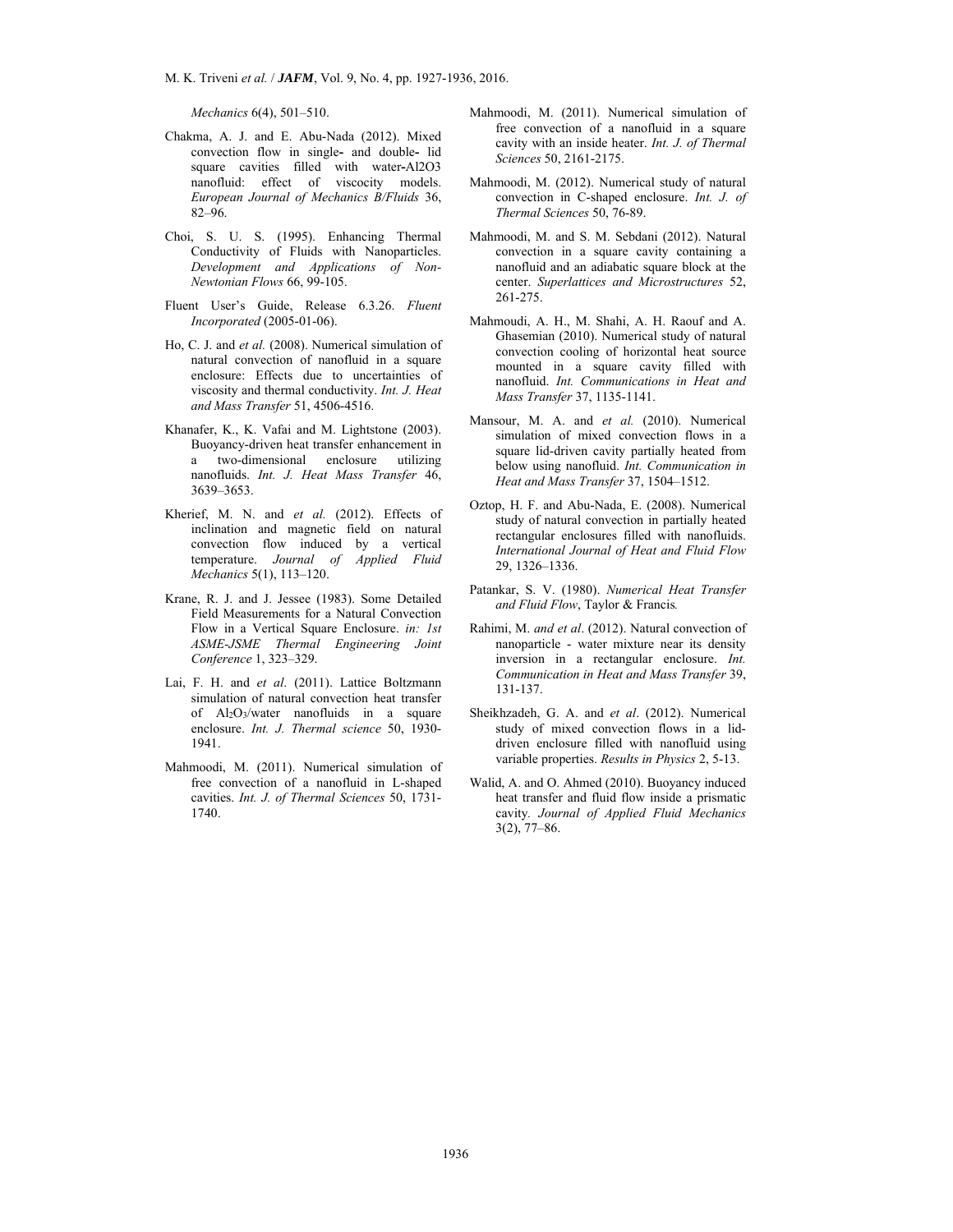*Mechanics* 6(4), 501–510.

Chakma, A. J. and E. Abu-Nada (2012). Mixed convection flow in single- and double- lid square cavities filled with water-Al2O3 nanofluid: effect of viscocity models. *European Journal of Mechanics B/Fluids* 36, 82–96.

Choi, S. U. S. (1995). Enhancing Thermal Conductivity of Fluids with Nanoparticles. *Development and Applications of Non-Newtonian Flows* 66, 99-105.

Fluent User's Guide, Release 6.3.26. *Fluent Incorporated* (2005-01-06).

Ho, C. J. and *et al.* (2008). Numerical simulation of natural convection of nanofluid in a square enclosure: Effects due to uncertainties of viscosity and thermal conductivity. *Int. J. Heat and Mass Transfer* 51, 4506-4516.

Khanafer, K., K. Vafai and M. Lightstone (2003). Buoyancy-driven heat transfer enhancement in a two-dimensional enclosure utilizing nanofluids. *Int. J. Heat Mass Transfer* 46, 3639–3653.

Kherief, M. N. and *et al.* (2012). Effects of inclination and magnetic field on natural convection flow induced by a vertical temperature. *Journal of Applied Fluid Mechanics* 5(1), 113–120.

Krane, R. J. and J. Jessee (1983). Some Detailed Field Measurements for a Natural Convection Flow in a Vertical Square Enclosure. *in: 1st ASME-JSME Thermal Engineering Joint Conference* 1, 323–329.

Lai, F. H. and *et al*. (2011). Lattice Boltzmann simulation of natural convection heat transfer of $Al_2O_3$/water nanofluids in a square enclosure. *Int. J. Thermal science* 50, 1930-1941.

Mahmoodi, M. (2011). Numerical simulation of free convection of a nanofluid in L-shaped cavities. *Int. J. of Thermal Sciences* 50, 1731-1740.

Mahmoodi, M. (2011). Numerical simulation of free convection of a nanofluid in a square cavity with an inside heater. *Int. J. of Thermal Sciences* 50, 2161-2175.

Mahmoodi, M. (2012). Numerical study of natural convection in C-shaped enclosure. *Int. J. of Thermal Sciences* 50, 76-89.

Mahmoodi, M. and S. M. Sebdani (2012). Natural convection in a square cavity containing a nanofluid and an adiabatic square block at the center. *Superlattices and Microstructures* 52, 261-275.

Mahmoudi, A. H., M. Shahi, A. H. Raouf and A. Ghasemian (2010). Numerical study of natural convection cooling of horizontal heat source mounted in a square cavity filled with nanofluid. *Int. Communications in Heat and Mass Transfer* 37, 1135-1141.

Mansour, M. A. and *et al.* (2010). Numerical simulation of mixed convection flows in a square lid-driven cavity partially heated from below using nanofluid. *Int. Communication in Heat and Mass Transfer* 37, 1504–1512.

Oztop, H. F. and Abu-Nada, E. (2008). Numerical study of natural convection in partially heated rectangular enclosures filled with nanofluids. *International Journal of Heat and Fluid Flow* 29, 1326–1336.

Patankar, S. V. (1980). *Numerical Heat Transfer and Fluid Flow*, Taylor & Francis.

Rahimi, M. *and et al*. (2012). Natural convection of nanoparticle - water mixture near its density inversion in a rectangular enclosure. *Int. Communication in Heat and Mass Transfer* 39, 131-137.

Sheikhzadeh, G. A. and *et al*. (2012). Numerical study of mixed convection flows in a lid-driven enclosure filled with nanofluid using variable properties. *Results in Physics* 2, 5-13.

Walid, A. and O. Ahmed (2010). Buoyancy induced heat transfer and fluid flow inside a prismatic cavity. *Journal of Applied Fluid Mechanics* 3(2), 77–86.